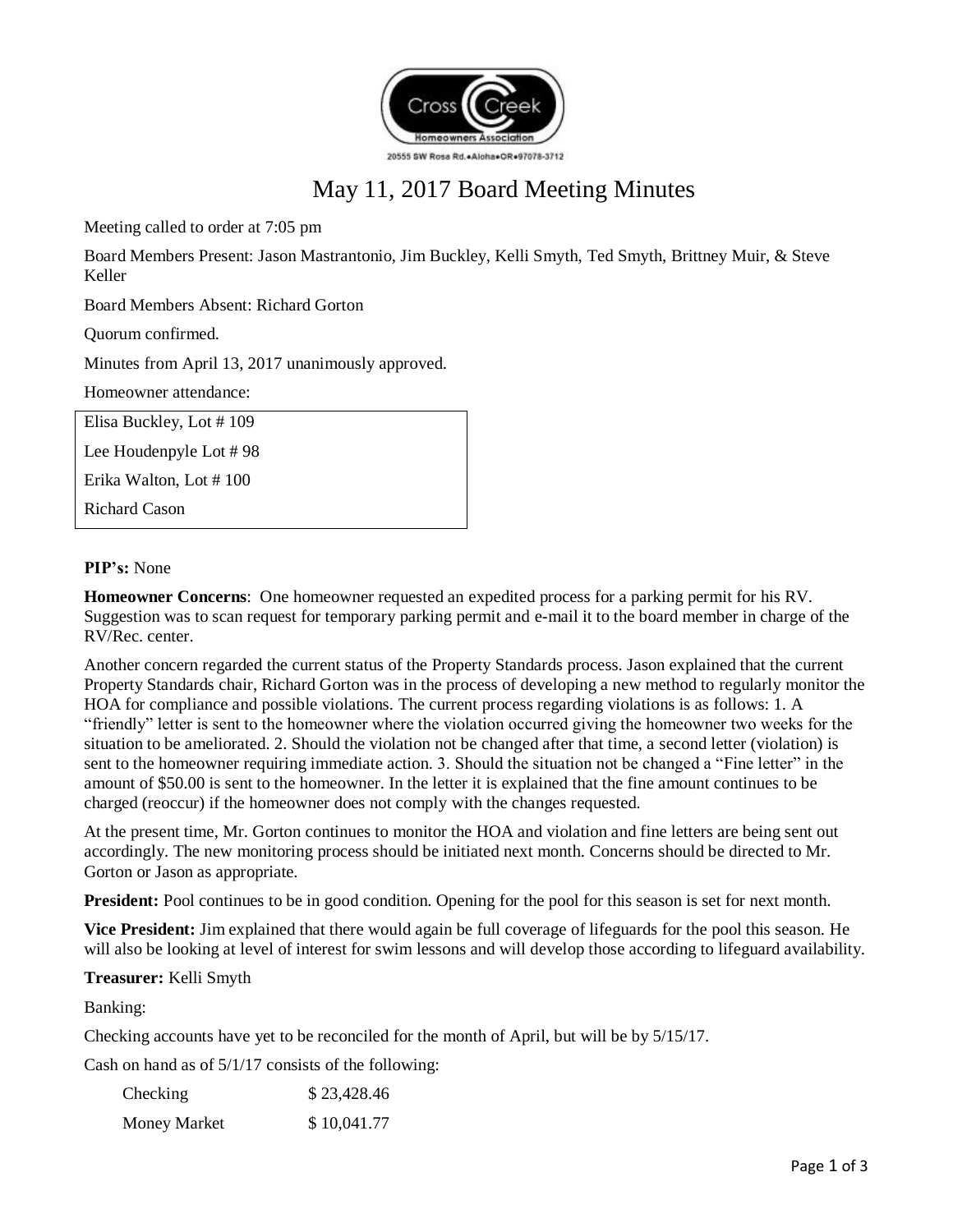Cross Creek Homeowners Association

20555 SW Rosa Rd.•Aloha•OR•97078-3712

# May 11, 2017 Board Meeting Minutes

Meeting called to order at 7:05 pm

Board Members Present: Jason Mastrantonio, Jim Buckley, Kelli Smyth, Ted Smyth, Brittney Muir, & Steve Keller

Board Members Absent: Richard Gorton

Quorum confirmed.

Minutes from April 13, 2017 unanimously approved.

Homeowner attendance:

| |
|---|
| Elisa Buckley, Lot # 109 |
| Lee Houdenpyle Lot # 98 |
| Erika Walton, Lot # 100 |
| Richard Cason |

**PIP's:** None

**Homeowner Concerns**: One homeowner requested an expedited process for a parking permit for his RV. Suggestion was to scan request for temporary parking permit and e-mail it to the board member in charge of the RV/Rec. center.

Another concern regarded the current status of the Property Standards process. Jason explained that the current Property Standards chair, Richard Gorton was in the process of developing a new method to regularly monitor the HOA for compliance and possible violations. The current process regarding violations is as follows: 1. A "friendly" letter is sent to the homeowner where the violation occurred giving the homeowner two weeks for the situation to be ameliorated. 2. Should the violation not be changed after that time, a second letter (violation) is sent to the homeowner requiring immediate action. 3. Should the situation not be changed a "Fine letter" in the amount of $50.00 is sent to the homeowner. In the letter it is explained that the fine amount continues to be charged (reoccur) if the homeowner does not comply with the changes requested.

At the present time, Mr. Gorton continues to monitor the HOA and violation and fine letters are being sent out accordingly. The new monitoring process should be initiated next month. Concerns should be directed to Mr. Gorton or Jason as appropriate.

**President:** Pool continues to be in good condition. Opening for the pool for this season is set for next month.

**Vice President:** Jim explained that there would again be full coverage of lifeguards for the pool this season. He will also be looking at level of interest for swim lessons and will develop those according to lifeguard availability.

**Treasurer:** Kelli Smyth

Banking:

Checking accounts have yet to be reconciled for the month of April, but will be by 5/15/17.

Cash on hand as of 5/1/17 consists of the following:

| | |
|---|---|
| Checking | $ 23,428.46 |
| Money Market | $ 10,041.77 |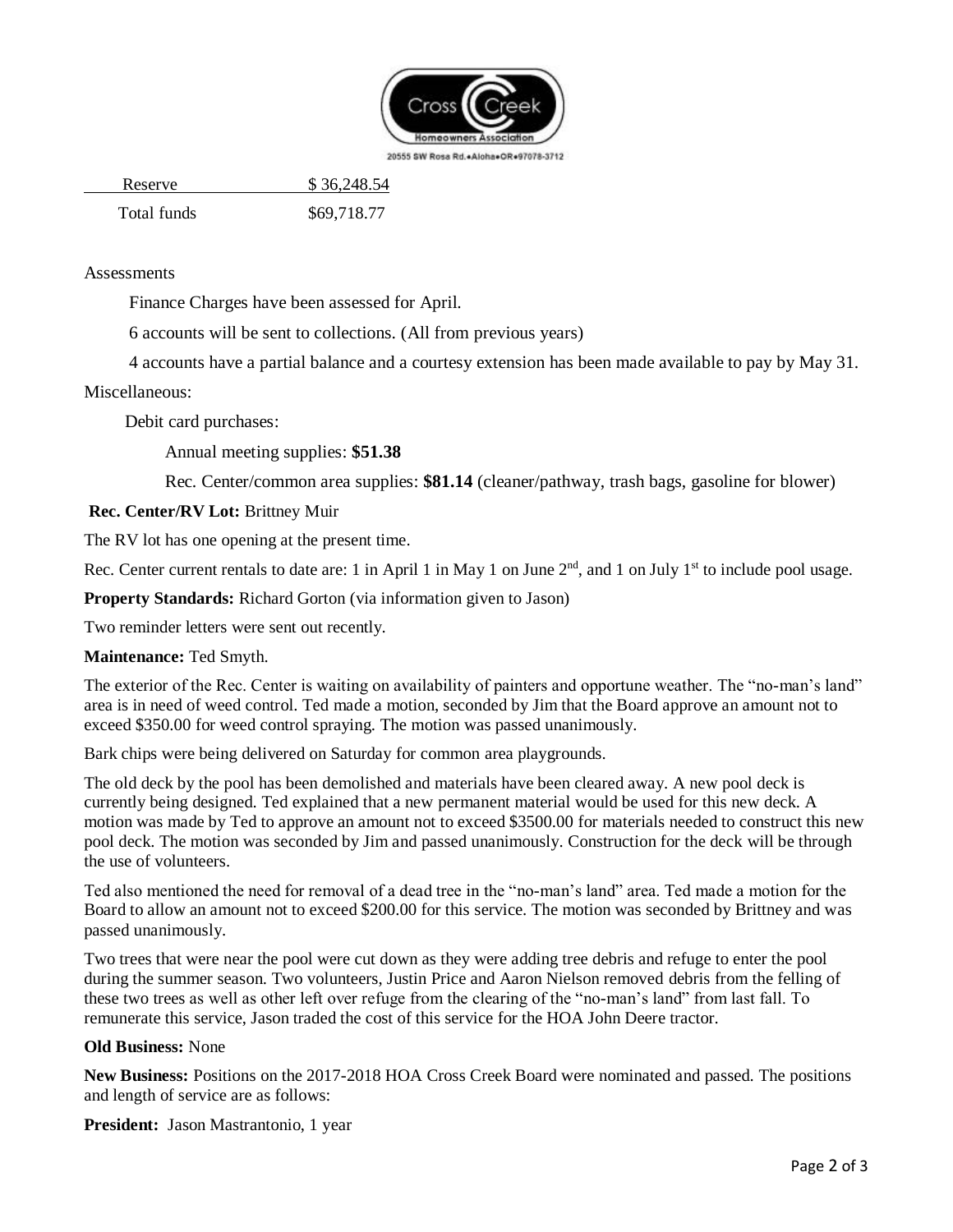| Reserve | $ 36,248.54 |
| --- | --- |
| Total funds | $69,718.77 |

Assessments

Finance Charges have been assessed for April.

6 accounts will be sent to collections. (All from previous years)

4 accounts have a partial balance and a courtesy extension has been made available to pay by May 31.

Miscellaneous:

Debit card purchases:

Annual meeting supplies: **$51.38**

Rec. Center/common area supplies: **$81.14** (cleaner/pathway, trash bags, gasoline for blower)

**Rec. Center/RV Lot:** Brittney Muir

The RV lot has one opening at the present time.

Rec. Center current rentals to date are: 1 in April 1 in May 1 on June 2nd, and 1 on July 1st to include pool usage.

**Property Standards:** Richard Gorton (via information given to Jason)

Two reminder letters were sent out recently.

**Maintenance:** Ted Smyth.

The exterior of the Rec. Center is waiting on availability of painters and opportune weather. The "no-man's land" area is in need of weed control. Ted made a motion, seconded by Jim that the Board approve an amount not to exceed $350.00 for weed control spraying. The motion was passed unanimously.

Bark chips were being delivered on Saturday for common area playgrounds.

The old deck by the pool has been demolished and materials have been cleared away. A new pool deck is currently being designed. Ted explained that a new permanent material would be used for this new deck. A motion was made by Ted to approve an amount not to exceed $3500.00 for materials needed to construct this new pool deck. The motion was seconded by Jim and passed unanimously. Construction for the deck will be through the use of volunteers.

Ted also mentioned the need for removal of a dead tree in the "no-man's land" area. Ted made a motion for the Board to allow an amount not to exceed $200.00 for this service. The motion was seconded by Brittney and was passed unanimously.

Two trees that were near the pool were cut down as they were adding tree debris and refuge to enter the pool during the summer season. Two volunteers, Justin Price and Aaron Nielson removed debris from the felling of these two trees as well as other left over refuge from the clearing of the "no-man's land" from last fall. To remunerate this service, Jason traded the cost of this service for the HOA John Deere tractor.

**Old Business:** None

**New Business:** Positions on the 2017-2018 HOA Cross Creek Board were nominated and passed. The positions and length of service are as follows:

**President:** Jason Mastrantonio, 1 year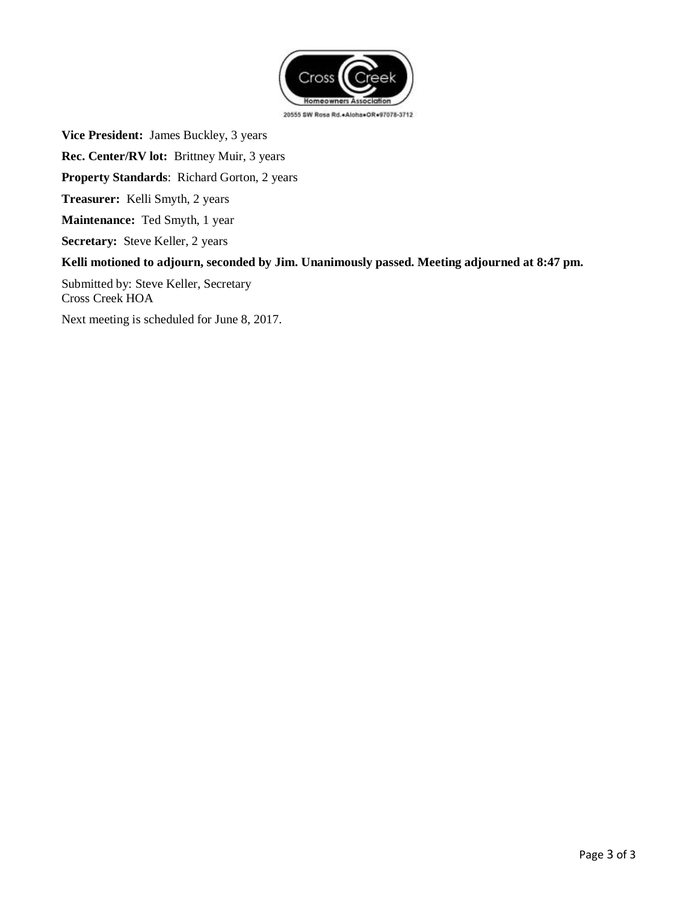**Vice President:** James Buckley, 3 years

**Rec. Center/RV lot:** Brittney Muir, 3 years

**Property Standards**: Richard Gorton, 2 years

**Treasurer:** Kelli Smyth, 2 years

**Maintenance:** Ted Smyth, 1 year

**Secretary:** Steve Keller, 2 years

**Kelli motioned to adjourn, seconded by Jim. Unanimously passed. Meeting adjourned at 8:47 pm.**

Submitted by: Steve Keller, Secretary
Cross Creek HOA

Next meeting is scheduled for June 8, 2017.